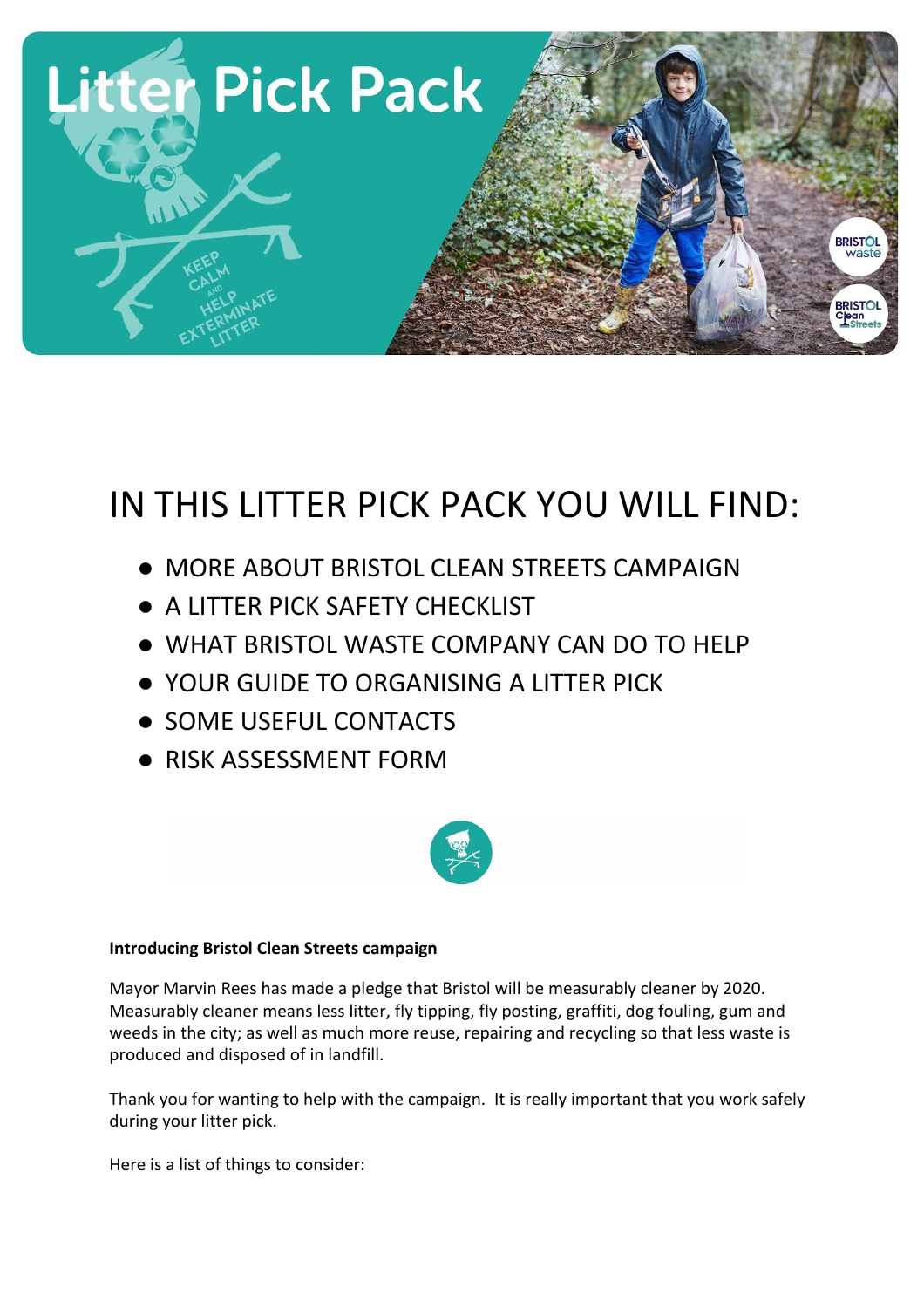# Litter Pick Pack

KEEP CALM AND HELP EXTERMINATE LITTER

## IN THIS LITTER PICK PACK YOU WILL FIND:

- MORE ABOUT BRISTOL CLEAN STREETS CAMPAIGN
- A LITTER PICK SAFETY CHECKLIST
- WHAT BRISTOL WASTE COMPANY CAN DO TO HELP
- YOUR GUIDE TO ORGANISING A LITTER PICK
- SOME USEFUL CONTACTS
- RISK ASSESSMENT FORM

**Introducing Bristol Clean Streets campaign**

Mayor Marvin Rees has made a pledge that Bristol will be measurably cleaner by 2020. Measurably cleaner means less litter, fly tipping, fly posting, graffiti, dog fouling, gum and weeds in the city; as well as much more reuse, repairing and recycling so that less waste is produced and disposed of in landfill.

Thank you for wanting to help with the campaign. It is really important that you work safely during your litter pick.

Here is a list of things to consider: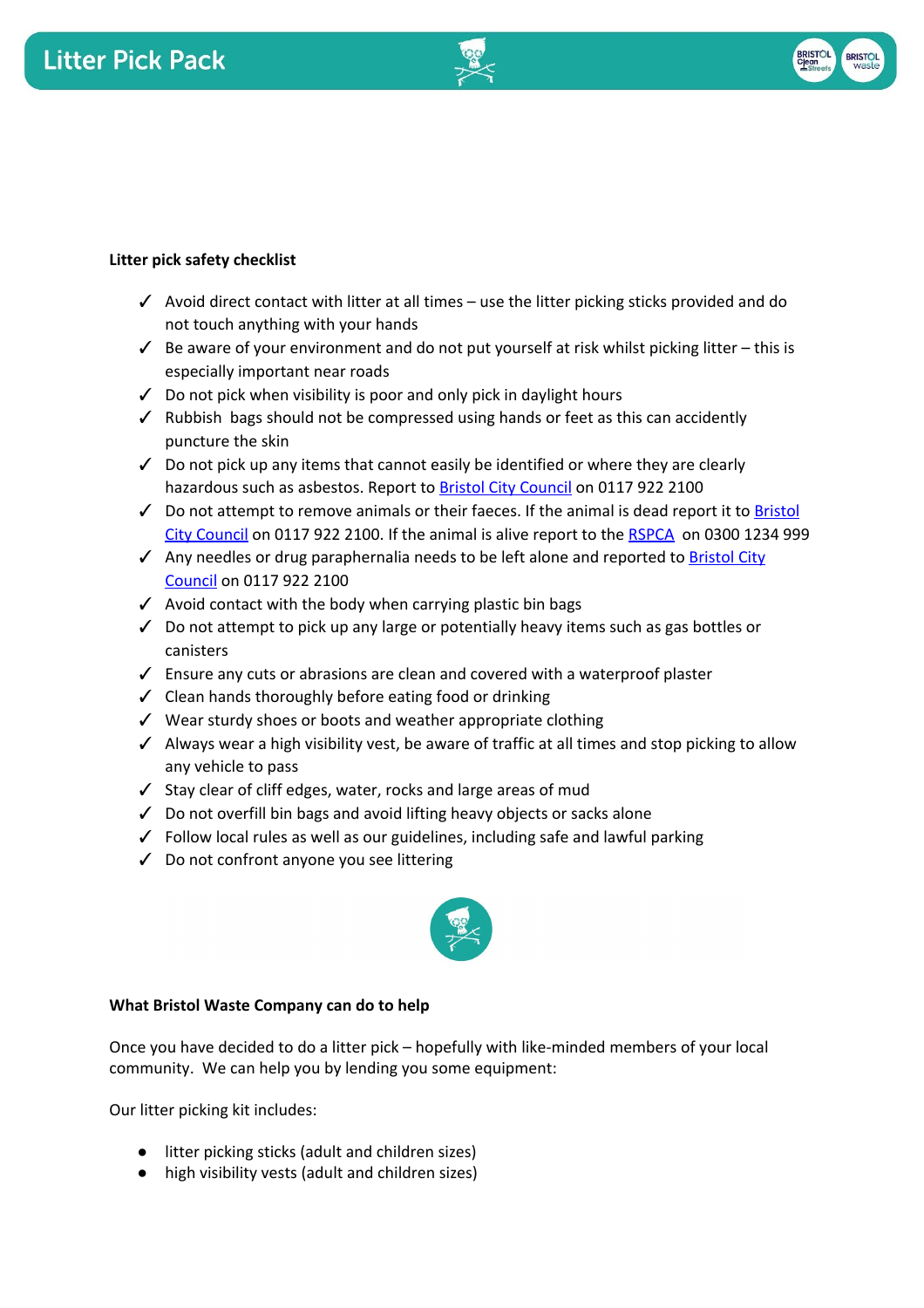**Litter pick safety checklist**

- ✓ Avoid direct contact with litter at all times – use the litter picking sticks provided and do not touch anything with your hands
- ✓ Be aware of your environment and do not put yourself at risk whilst picking litter – this is especially important near roads
- ✓ Do not pick when visibility is poor and only pick in daylight hours
- ✓ Rubbish bags should not be compressed using hands or feet as this can accidently puncture the skin
- ✓ Do not pick up any items that cannot easily be identified or where they are clearly hazardous such as asbestos. Report to Bristol City Council on 0117 922 2100
- ✓ Do not attempt to remove animals or their faeces. If the animal is dead report it to Bristol City Council on 0117 922 2100. If the animal is alive report to the RSPCA on 0300 1234 999
- ✓ Any needles or drug paraphernalia needs to be left alone and reported to Bristol City Council on 0117 922 2100
- ✓ Avoid contact with the body when carrying plastic bin bags
- ✓ Do not attempt to pick up any large or potentially heavy items such as gas bottles or canisters
- ✓ Ensure any cuts or abrasions are clean and covered with a waterproof plaster
- ✓ Clean hands thoroughly before eating food or drinking
- ✓ Wear sturdy shoes or boots and weather appropriate clothing
- ✓ Always wear a high visibility vest, be aware of traffic at all times and stop picking to allow any vehicle to pass
- ✓ Stay clear of cliff edges, water, rocks and large areas of mud
- ✓ Do not overfill bin bags and avoid lifting heavy objects or sacks alone
- ✓ Follow local rules as well as our guidelines, including safe and lawful parking
- ✓ Do not confront anyone you see littering

**What Bristol Waste Company can do to help**

Once you have decided to do a litter pick – hopefully with like-minded members of your local community. We can help you by lending you some equipment:

Our litter picking kit includes:

- litter picking sticks (adult and children sizes)
- high visibility vests (adult and children sizes)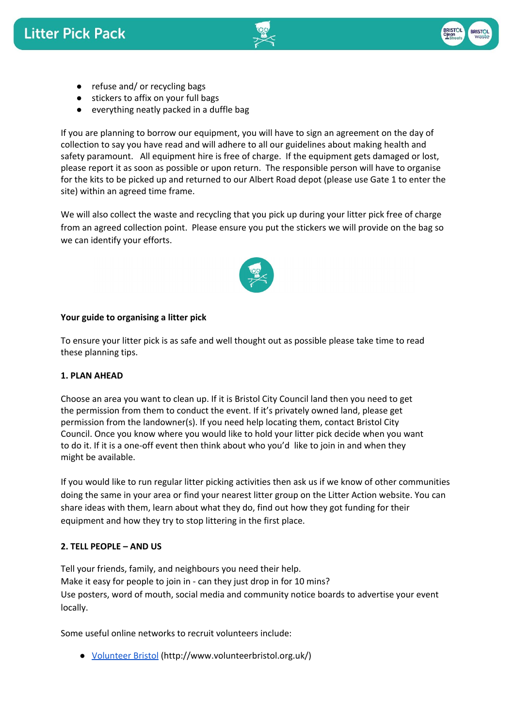- refuse and/ or recycling bags
- stickers to affix on your full bags
- everything neatly packed in a duffle bag

If you are planning to borrow our equipment, you will have to sign an agreement on the day of collection to say you have read and will adhere to all our guidelines about making health and safety paramount. All equipment hire is free of charge. If the equipment gets damaged or lost, please report it as soon as possible or upon return. The responsible person will have to organise for the kits to be picked up and returned to our Albert Road depot (please use Gate 1 to enter the site) within an agreed time frame.

We will also collect the waste and recycling that you pick up during your litter pick free of charge from an agreed collection point. Please ensure you put the stickers we will provide on the bag so we can identify your efforts.

**Your guide to organising a litter pick**

To ensure your litter pick is as safe and well thought out as possible please take time to read these planning tips.

**1. PLAN AHEAD**

Choose an area you want to clean up. If it is Bristol City Council land then you need to get the permission from them to conduct the event. If it's privately owned land, please get permission from the landowner(s). If you need help locating them, contact Bristol City Council. Once you know where you would like to hold your litter pick decide when you want to do it. If it is a one-off event then think about who you'd like to join in and when they might be available.

If you would like to run regular litter picking activities then ask us if we know of other communities doing the same in your area or find your nearest litter group on the Litter Action website. You can share ideas with them, learn about what they do, find out how they got funding for their equipment and how they try to stop littering in the first place.

**2. TELL PEOPLE – AND US**

Tell your friends, family, and neighbours you need their help.
Make it easy for people to join in - can they just drop in for 10 mins?
Use posters, word of mouth, social media and community notice boards to advertise your event locally.

Some useful online networks to recruit volunteers include:

- [Volunteer Bristol](http://www.volunteerbristol.org.uk/) (http://www.volunteerbristol.org.uk/)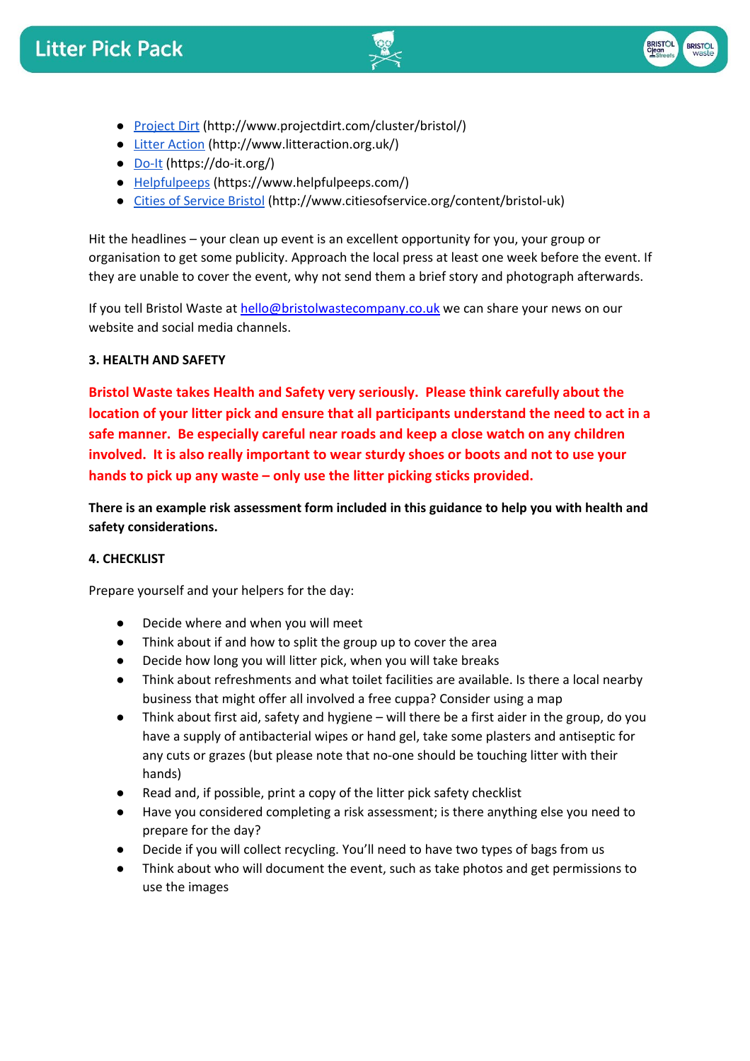- [Project Dirt](http://www.projectdirt.com/cluster/bristol/) (http://www.projectdirt.com/cluster/bristol/)
- [Litter Action](http://www.litteraction.org.uk/) (http://www.litteraction.org.uk/)
- [Do-It](https://do-it.org/) (https://do-it.org/)
- [Helpfulpeeps](https://www.helpfulpeeps.com/) (https://www.helpfulpeeps.com/)
- [Cities of Service Bristol](http://www.citiesofservice.org/content/bristol-uk) (http://www.citiesofservice.org/content/bristol-uk)

Hit the headlines – your clean up event is an excellent opportunity for you, your group or organisation to get some publicity. Approach the local press at least one week before the event. If they are unable to cover the event, why not send them a brief story and photograph afterwards.

If you tell Bristol Waste at [hello@bristolwastecompany.co.uk](mailto:hello@bristolwastecompany.co.uk) we can share your news on our website and social media channels.

**3. HEALTH AND SAFETY**

**Bristol Waste takes Health and Safety very seriously. Please think carefully about the location of your litter pick and ensure that all participants understand the need to act in a safe manner. Be especially careful near roads and keep a close watch on any children involved. It is also really important to wear sturdy shoes or boots and not to use your hands to pick up any waste – only use the litter picking sticks provided.**

**There is an example risk assessment form included in this guidance to help you with health and safety considerations.**

**4. CHECKLIST**

Prepare yourself and your helpers for the day:

- Decide where and when you will meet
- Think about if and how to split the group up to cover the area
- Decide how long you will litter pick, when you will take breaks
- Think about refreshments and what toilet facilities are available. Is there a local nearby business that might offer all involved a free cuppa? Consider using a map
- Think about first aid, safety and hygiene – will there be a first aider in the group, do you have a supply of antibacterial wipes or hand gel, take some plasters and antiseptic for any cuts or grazes (but please note that no-one should be touching litter with their hands)
- Read and, if possible, print a copy of the litter pick safety checklist
- Have you considered completing a risk assessment; is there anything else you need to prepare for the day?
- Decide if you will collect recycling. You'll need to have two types of bags from us
- Think about who will document the event, such as take photos and get permissions to use the images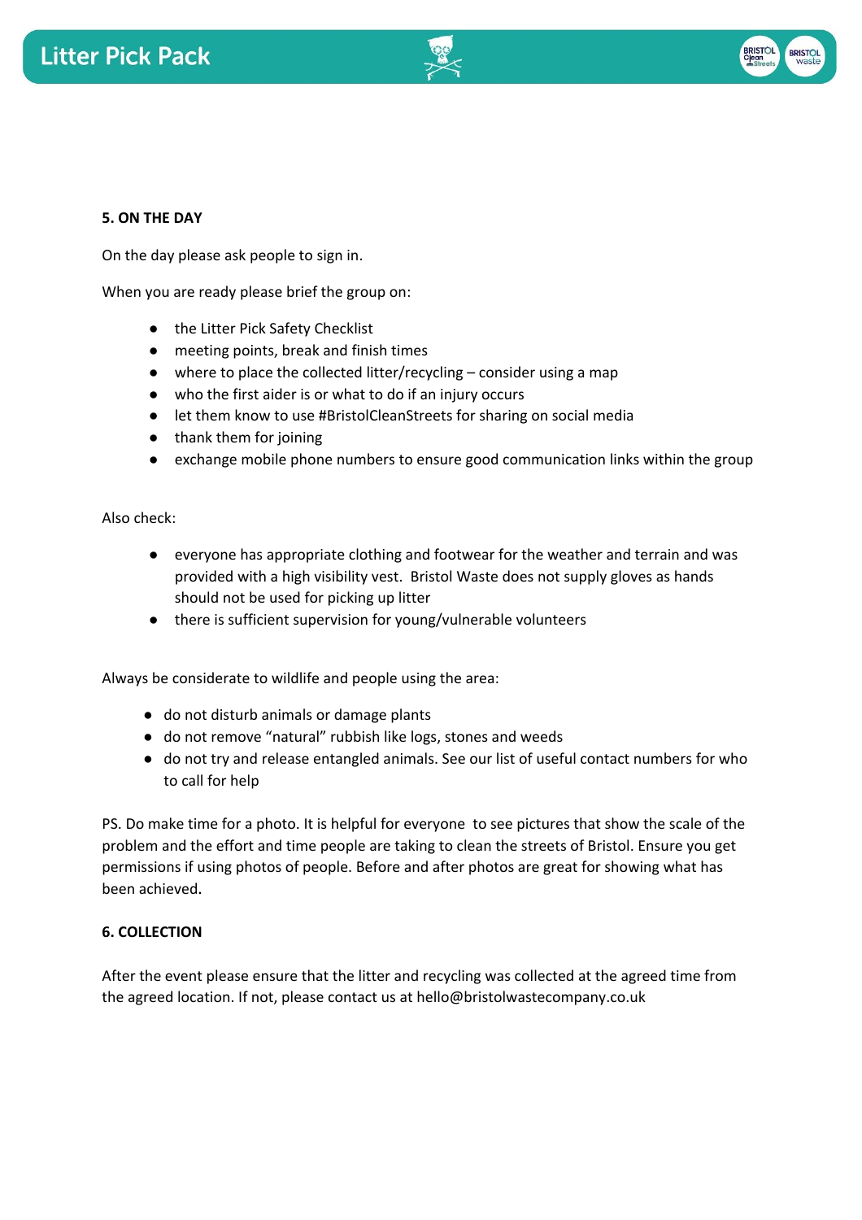## 5. ON THE DAY

On the day please ask people to sign in.

When you are ready please brief the group on:

- the Litter Pick Safety Checklist
- meeting points, break and finish times
- where to place the collected litter/recycling – consider using a map
- who the first aider is or what to do if an injury occurs
- let them know to use #BristolCleanStreets for sharing on social media
- thank them for joining
- exchange mobile phone numbers to ensure good communication links within the group

Also check:

- everyone has appropriate clothing and footwear for the weather and terrain and was provided with a high visibility vest. Bristol Waste does not supply gloves as hands should not be used for picking up litter
- there is sufficient supervision for young/vulnerable volunteers

Always be considerate to wildlife and people using the area:

- do not disturb animals or damage plants
- do not remove "natural" rubbish like logs, stones and weeds
- do not try and release entangled animals. See our list of useful contact numbers for who to call for help

PS. Do make time for a photo. It is helpful for everyone to see pictures that show the scale of the problem and the effort and time people are taking to clean the streets of Bristol. Ensure you get permissions if using photos of people. Before and after photos are great for showing what has been achieved.

## 6. COLLECTION

After the event please ensure that the litter and recycling was collected at the agreed time from the agreed location. If not, please contact us at hello@bristolwastecompany.co.uk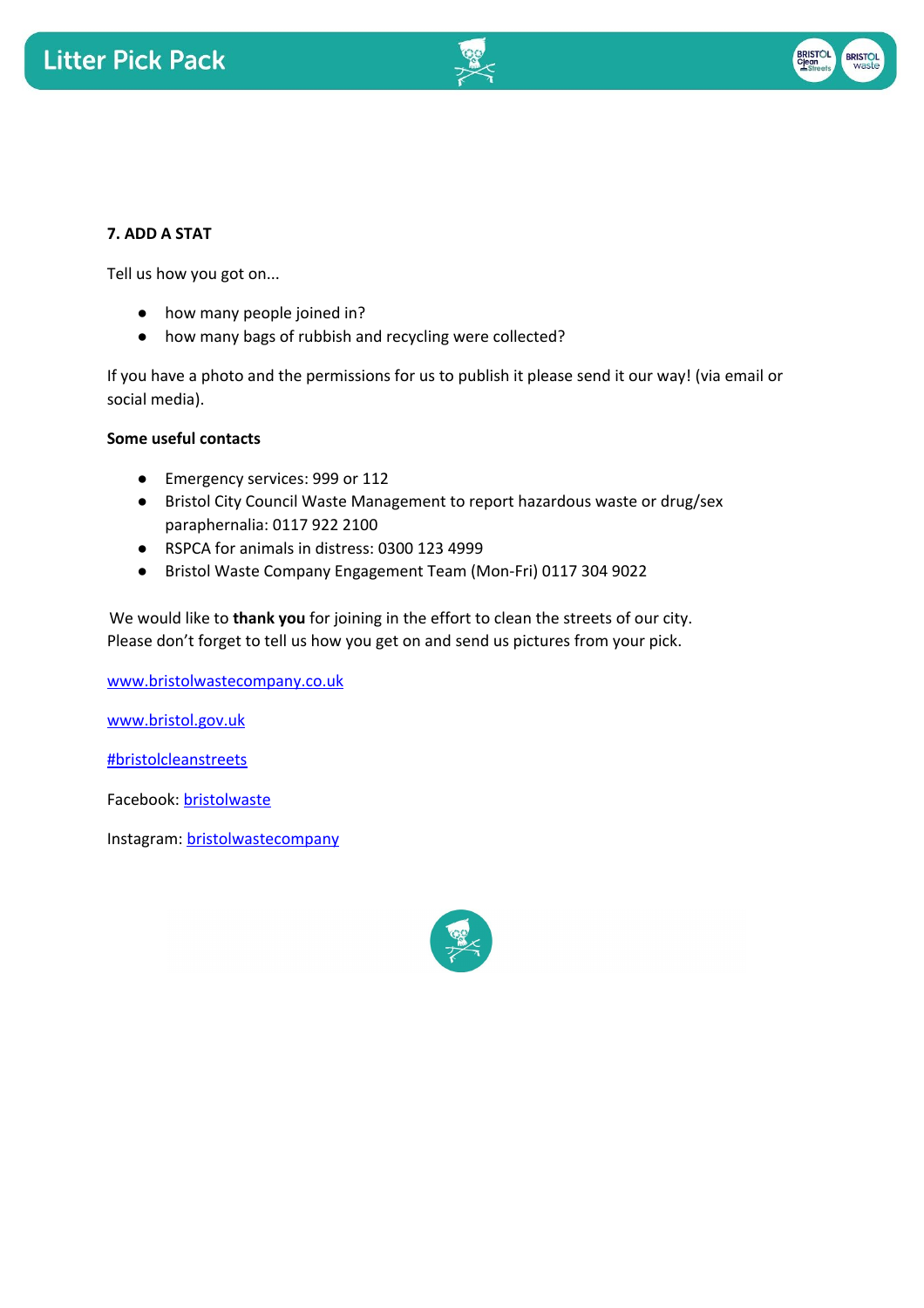**7. ADD A STAT**

Tell us how you got on...

- how many people joined in?
- how many bags of rubbish and recycling were collected?

If you have a photo and the permissions for us to publish it please send it our way! (via email or social media).

**Some useful contacts**

- Emergency services: 999 or 112
- Bristol City Council Waste Management to report hazardous waste or drug/sex paraphernalia: 0117 922 2100
- RSPCA for animals in distress: 0300 123 4999
- Bristol Waste Company Engagement Team (Mon-Fri) 0117 304 9022

We would like to **thank you** for joining in the effort to clean the streets of our city.
Please don't forget to tell us how you get on and send us pictures from your pick.

www.bristolwastecompany.co.uk

www.bristol.gov.uk

#bristolcleanstreets

Facebook: bristolwaste

Instagram: bristolwastecompany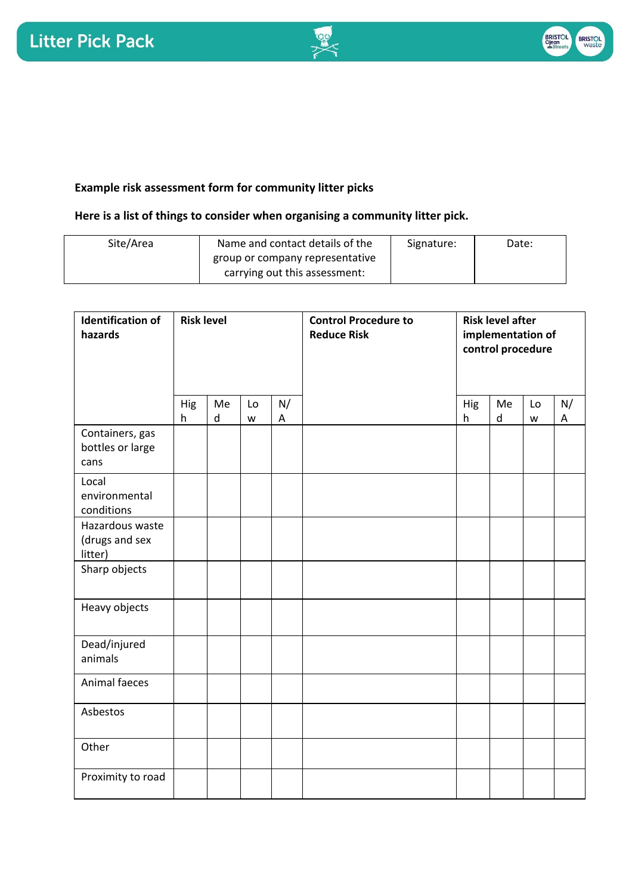**Example risk assessment form for community litter picks**

**Here is a list of things to consider when organising a community litter pick.**

| Site/Area | Name and contact details of the group or company representative carrying out this assessment: | Signature: | Date: |
|---|---|---|---|
| | | | |

| **Identification of hazards** | **Risk level** | | | | **Control Procedure to Reduce Risk** | **Risk level after implementation of control procedure** | | | |
|---|---|---|---|---|---|---|---|---|---|
| | High | Med | Low | N/A | | High | Med | Low | N/A |
| Containers, gas bottles or large cans | | | | | | | | | |
| Local environmental conditions | | | | | | | | | |
| Hazardous waste (drugs and sex litter) | | | | | | | | | |
| Sharp objects | | | | | | | | | |
| Heavy objects | | | | | | | | | |
| Dead/injured animals | | | | | | | | | |
| Animal faeces | | | | | | | | | |
| Asbestos | | | | | | | | | |
| Other | | | | | | | | | |
| Proximity to road | | | | | | | | | |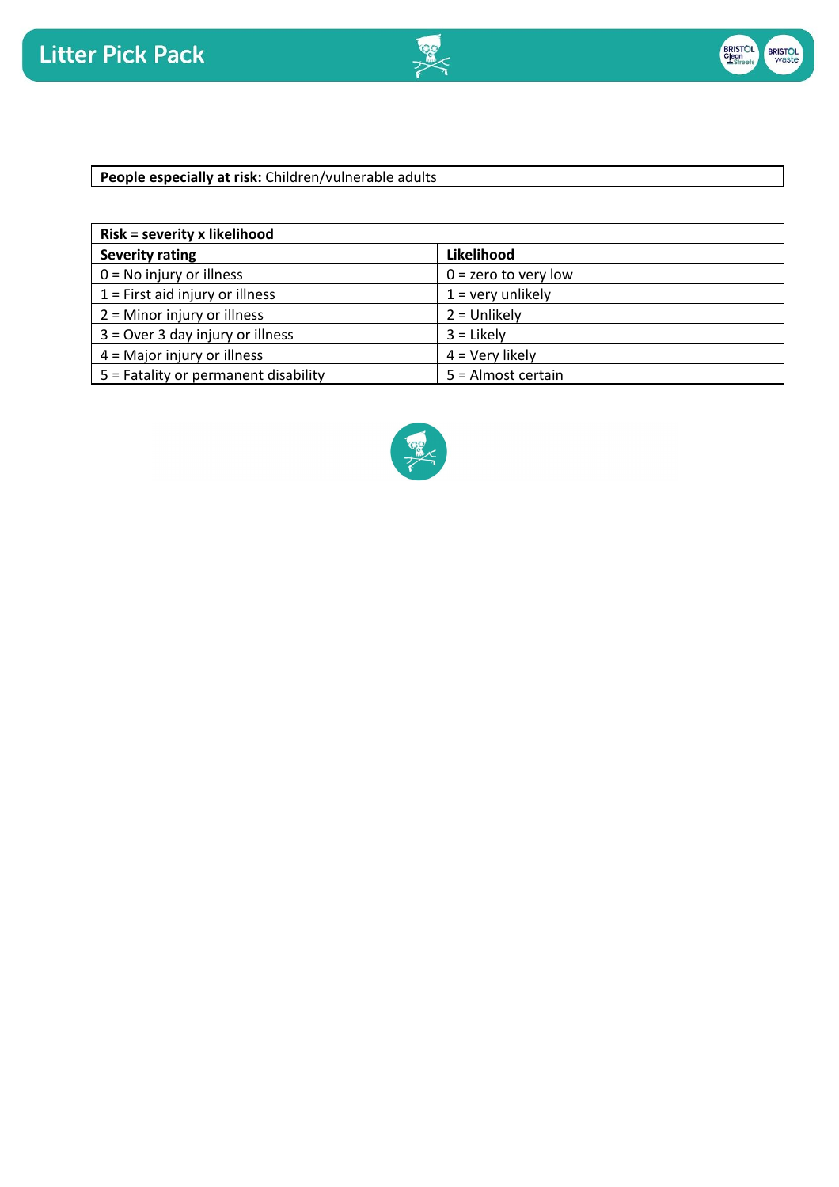| **People especially at risk:** Children/vulnerable adults |
|---|

| **Risk = severity x likelihood** | |
|---|---|
| **Severity rating** | **Likelihood** |
| 0 = No injury or illness | 0 = zero to very low |
| 1 = First aid injury or illness | 1 = very unlikely |
| 2 = Minor injury or illness | 2 = Unlikely |
| 3 = Over 3 day injury or illness | 3 = Likely |
| 4 = Major injury or illness | 4 = Very likely |
| 5 = Fatality or permanent disability | 5 = Almost certain |